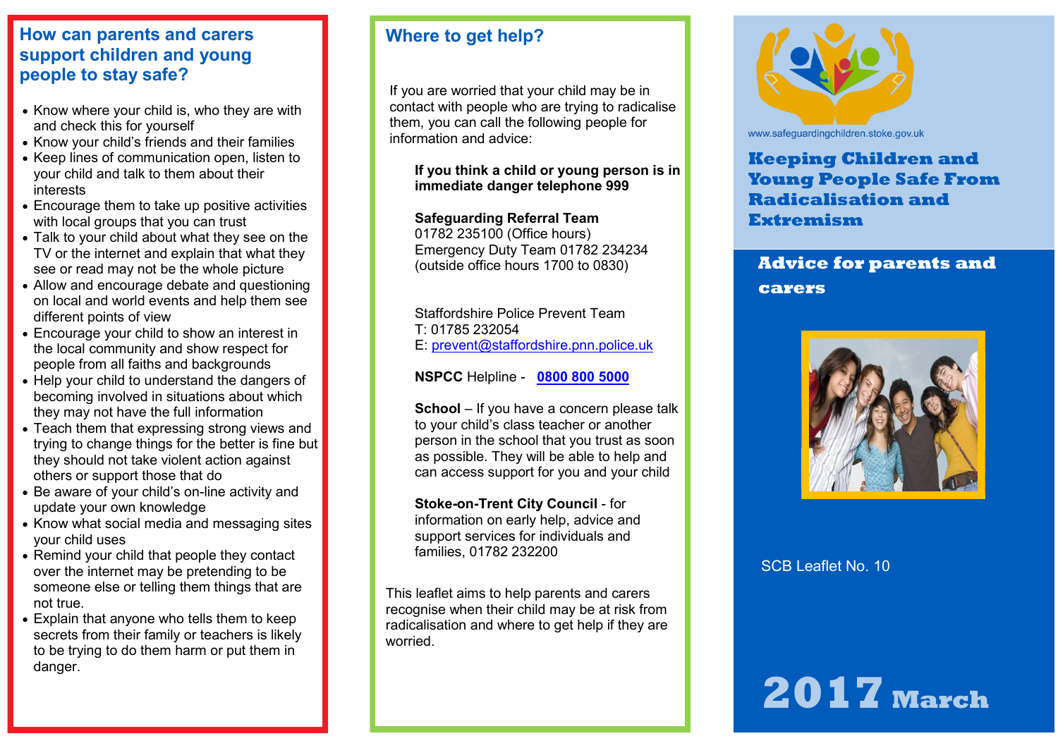## How can parents and carers support children and young people to stay safe?

- Know where your child is, who they are with and check this for yourself
- Know your child's friends and their families
- Keep lines of communication open, listen to your child and talk to them about their interests
- Encourage them to take up positive activities with local groups that you can trust
- Talk to your child about what they see on the TV or the internet and explain that what they see or read may not be the whole picture
- Allow and encourage debate and questioning on local and world events and help them see different points of view
- Encourage your child to show an interest in the local community and show respect for people from all faiths and backgrounds
- Help your child to understand the dangers of becoming involved in situations about which they may not have the full information
- Teach them that expressing strong views and trying to change things for the better is fine but they should not take violent action against others or support those that do
- Be aware of your child's on-line activity and update your own knowledge
- Know what social media and messaging sites your child uses
- Remind your child that people they contact over the internet may be pretending to be someone else or telling them things that are not true.
- Explain that anyone who tells them to keep secrets from their family or teachers is likely to be trying to do them harm or put them in danger.

## Where to get help?

If you are worried that your child may be in contact with people who are trying to radicalise them, you can call the following people for information and advice:

**If you think a child or young person is in immediate danger telephone 999**

**Safeguarding Referral Team**
01782 235100 (Office hours)
Emergency Duty Team 01782 234234
(outside office hours 1700 to 0830)

Staffordshire Police Prevent Team
T: 01785 232054
E: prevent@staffordshire.pnn.police.uk

**NSPCC** Helpline - **0800 800 5000**

**School** – If you have a concern please talk to your child's class teacher or another person in the school that you trust as soon as possible. They will be able to help and can access support for you and your child

**Stoke-on-Trent City Council** - for information on early help, advice and support services for individuals and families, 01782 232200

This leaflet aims to help parents and carers recognise when their child may be at risk from radicalisation and where to get help if they are worried.

www.safeguardingchildren.stoke.gov.uk

# Keeping Children and Young People Safe From Radicalisation and Extremism

## Advice for parents and carers

SCB Leaflet No. 10

**2017 March**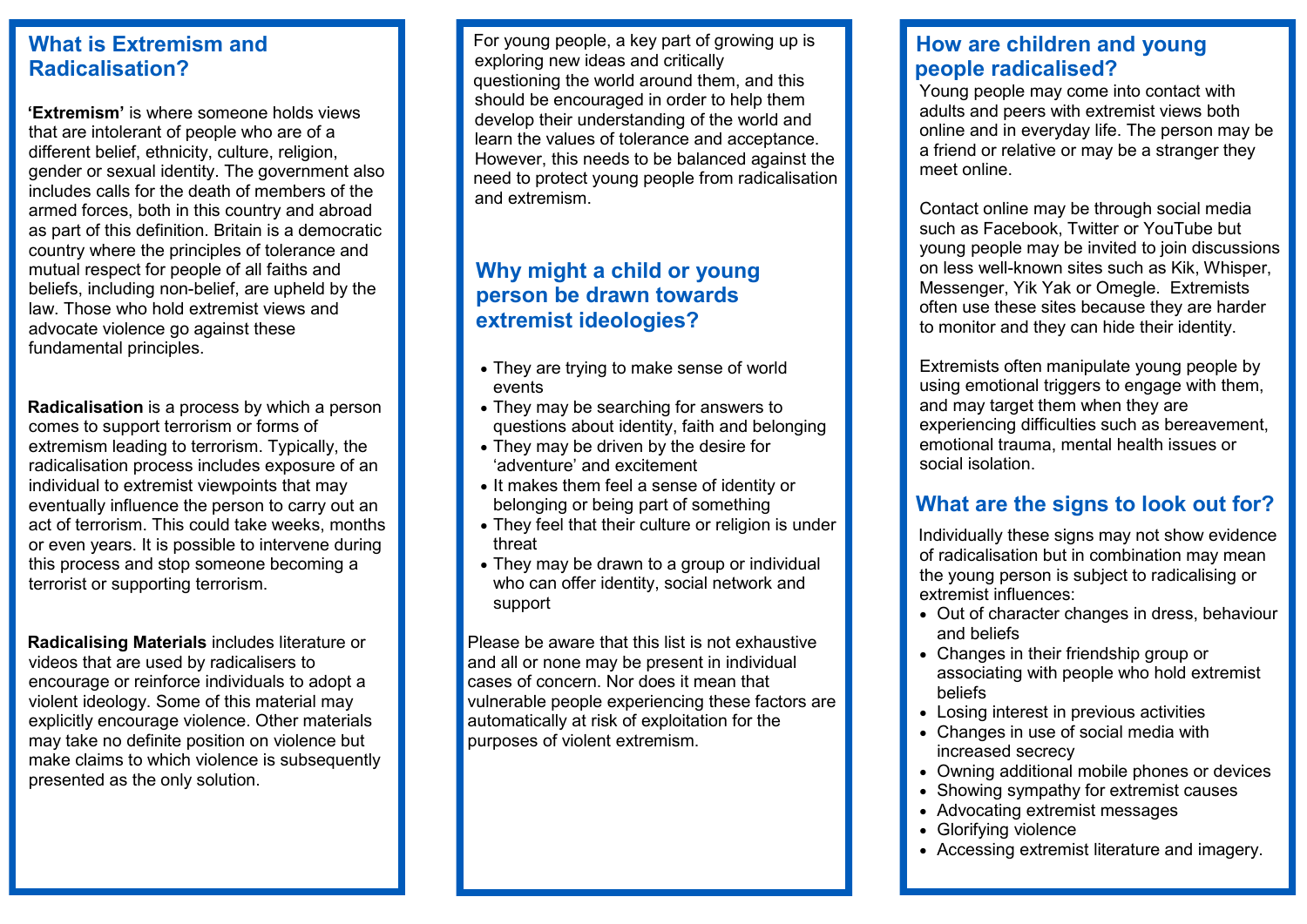## What is Extremism and Radicalisation?

**'Extremism'** is where someone holds views that are intolerant of people who are of a different belief, ethnicity, culture, religion, gender or sexual identity. The government also includes calls for the death of members of the armed forces, both in this country and abroad as part of this definition. Britain is a democratic country where the principles of tolerance and mutual respect for people of all faiths and beliefs, including non-belief, are upheld by the law. Those who hold extremist views and advocate violence go against these fundamental principles.

**Radicalisation** is a process by which a person comes to support terrorism or forms of extremism leading to terrorism. Typically, the radicalisation process includes exposure of an individual to extremist viewpoints that may eventually influence the person to carry out an act of terrorism. This could take weeks, months or even years. It is possible to intervene during this process and stop someone becoming a terrorist or supporting terrorism.

**Radicalising Materials** includes literature or videos that are used by radicalisers to encourage or reinforce individuals to adopt a violent ideology. Some of this material may explicitly encourage violence. Other materials may take no definite position on violence but make claims to which violence is subsequently presented as the only solution.

For young people, a key part of growing up is exploring new ideas and critically questioning the world around them, and this should be encouraged in order to help them develop their understanding of the world and learn the values of tolerance and acceptance. However, this needs to be balanced against the need to protect young people from radicalisation and extremism.

## Why might a child or young person be drawn towards extremist ideologies?

- They are trying to make sense of world events
- They may be searching for answers to questions about identity, faith and belonging
- They may be driven by the desire for 'adventure' and excitement
- It makes them feel a sense of identity or belonging or being part of something
- They feel that their culture or religion is under threat
- They may be drawn to a group or individual who can offer identity, social network and support

Please be aware that this list is not exhaustive and all or none may be present in individual cases of concern. Nor does it mean that vulnerable people experiencing these factors are automatically at risk of exploitation for the purposes of violent extremism.

## How are children and young people radicalised?

Young people may come into contact with adults and peers with extremist views both online and in everyday life. The person may be a friend or relative or may be a stranger they meet online.

Contact online may be through social media such as Facebook, Twitter or YouTube but young people may be invited to join discussions on less well-known sites such as Kik, Whisper, Messenger, Yik Yak or Omegle. Extremists often use these sites because they are harder to monitor and they can hide their identity.

Extremists often manipulate young people by using emotional triggers to engage with them, and may target them when they are experiencing difficulties such as bereavement, emotional trauma, mental health issues or social isolation.

## What are the signs to look out for?

Individually these signs may not show evidence of radicalisation but in combination may mean the young person is subject to radicalising or extremist influences:

- Out of character changes in dress, behaviour and beliefs
- Changes in their friendship group or associating with people who hold extremist beliefs
- Losing interest in previous activities
- Changes in use of social media with increased secrecy
- Owning additional mobile phones or devices
- Showing sympathy for extremist causes
- Advocating extremist messages
- Glorifying violence
- Accessing extremist literature and imagery.